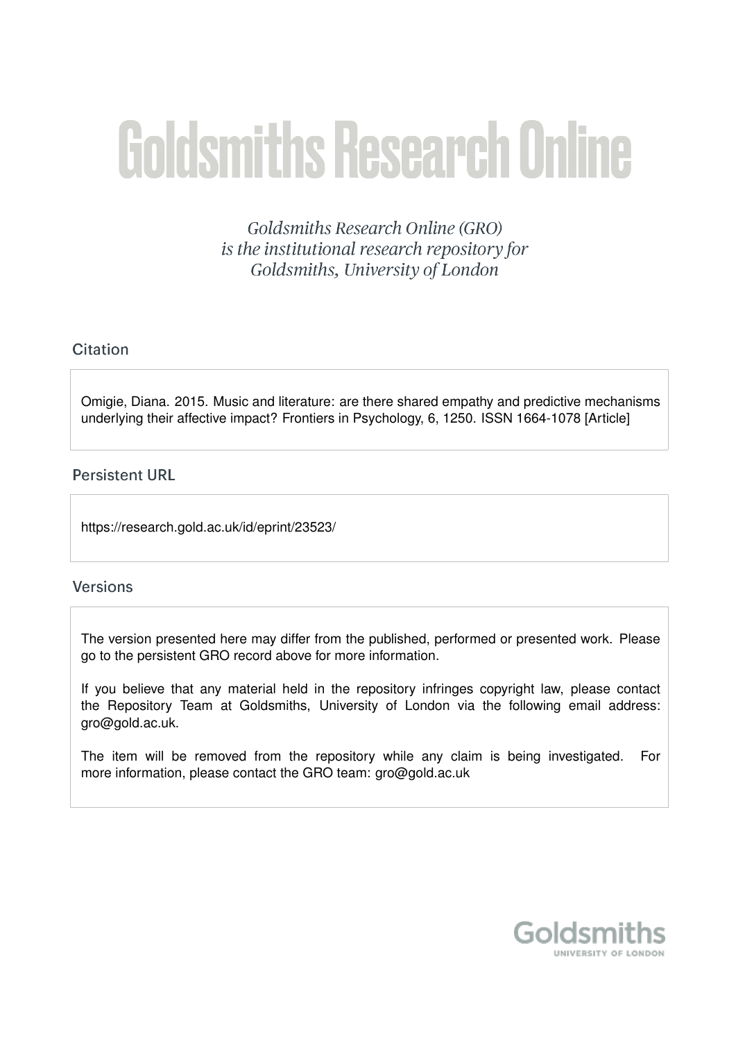# Goldsmiths Research Online

*Goldsmiths Research Online (GRO) is the institutional research repository for Goldsmiths, University of London*

## Citation

Omigie, Diana. 2015. Music and literature: are there shared empathy and predictive mechanisms underlying their affective impact? Frontiers in Psychology, 6, 1250. ISSN 1664-1078 [Article]

## Persistent URL

https://research.gold.ac.uk/id/eprint/23523/

## Versions

The version presented here may differ from the published, performed or presented work. Please go to the persistent GRO record above for more information.

If you believe that any material held in the repository infringes copyright law, please contact the Repository Team at Goldsmiths, University of London via the following email address: gro@gold.ac.uk.

The item will be removed from the repository while any claim is being investigated. For more information, please contact the GRO team: gro@gold.ac.uk

Goldsmiths
UNIVERSITY OF LONDON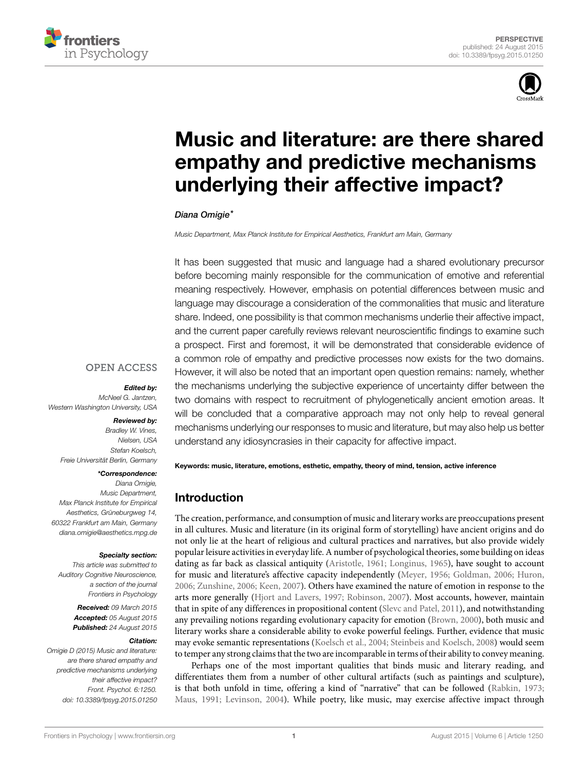# Music and literature: are there shared empathy and predictive mechanisms underlying their affective impact?

*Diana Omigie\**

*Music Department, Max Planck Institute for Empirical Aesthetics, Frankfurt am Main, Germany*

OPEN ACCESS

***Edited by:***
*McNeel G. Jantzen,*
*Western Washington University, USA*

***Reviewed by:***
*Bradley W. Vines,*
*Nielsen, USA*
*Stefan Koelsch,*
*Freie Universität Berlin, Germany*

***\*Correspondence:***
*Diana Omigie,*
*Music Department,*
*Max Planck Institute for Empirical Aesthetics, Grüneburgweg 14, 60322 Frankfurt am Main, Germany*
*diana.omigie@aesthetics.mpg.de*

***Specialty section:***
*This article was submitted to Auditory Cognitive Neuroscience, a section of the journal Frontiers in Psychology*

***Received:*** *09 March 2015*
***Accepted:*** *05 August 2015*
***Published:*** *24 August 2015*

***Citation:***
*Omigie D (2015) Music and literature: are there shared empathy and predictive mechanisms underlying their affective impact? Front. Psychol. 6:1250. doi: 10.3389/fpsyg.2015.01250*

It has been suggested that music and language had a shared evolutionary precursor before becoming mainly responsible for the communication of emotive and referential meaning respectively. However, emphasis on potential differences between music and language may discourage a consideration of the commonalities that music and literature share. Indeed, one possibility is that common mechanisms underlie their affective impact, and the current paper carefully reviews relevant neuroscientific findings to examine such a prospect. First and foremost, it will be demonstrated that considerable evidence of a common role of empathy and predictive processes now exists for the two domains. However, it will also be noted that an important open question remains: namely, whether the mechanisms underlying the subjective experience of uncertainty differ between the two domains with respect to recruitment of phylogenetically ancient emotion areas. It will be concluded that a comparative approach may not only help to reveal general mechanisms underlying our responses to music and literature, but may also help us better understand any idiosyncrasies in their capacity for affective impact.

**Keywords: music, literature, emotions, esthetic, empathy, theory of mind, tension, active inference**

## Introduction

The creation, performance, and consumption of music and literary works are preoccupations present in all cultures. Music and literature (in its original form of storytelling) have ancient origins and do not only lie at the heart of religious and cultural practices and narratives, but also provide widely popular leisure activities in everyday life. A number of psychological theories, some building on ideas dating as far back as classical antiquity (Aristotle, 1961; Longinus, 1965), have sought to account for music and literature's affective capacity independently (Meyer, 1956; Goldman, 2006; Huron, 2006; Zunshine, 2006; Keen, 2007). Others have examined the nature of emotion in response to the arts more generally (Hjort and Lavers, 1997; Robinson, 2007). Most accounts, however, maintain that in spite of any differences in propositional content (Slevc and Patel, 2011), and notwithstanding any prevailing notions regarding evolutionary capacity for emotion (Brown, 2000), both music and literary works share a considerable ability to evoke powerful feelings. Further, evidence that music may evoke semantic representations (Koelsch et al., 2004; Steinbeis and Koelsch, 2008) would seem to temper any strong claims that the two are incomparable in terms of their ability to convey meaning.

Perhaps one of the most important qualities that binds music and literary reading, and differentiates them from a number of other cultural artifacts (such as paintings and sculpture), is that both unfold in time, offering a kind of "narrative" that can be followed (Rabkin, 1973; Maus, 1991; Levinson, 2004). While poetry, like music, may exercise affective impact through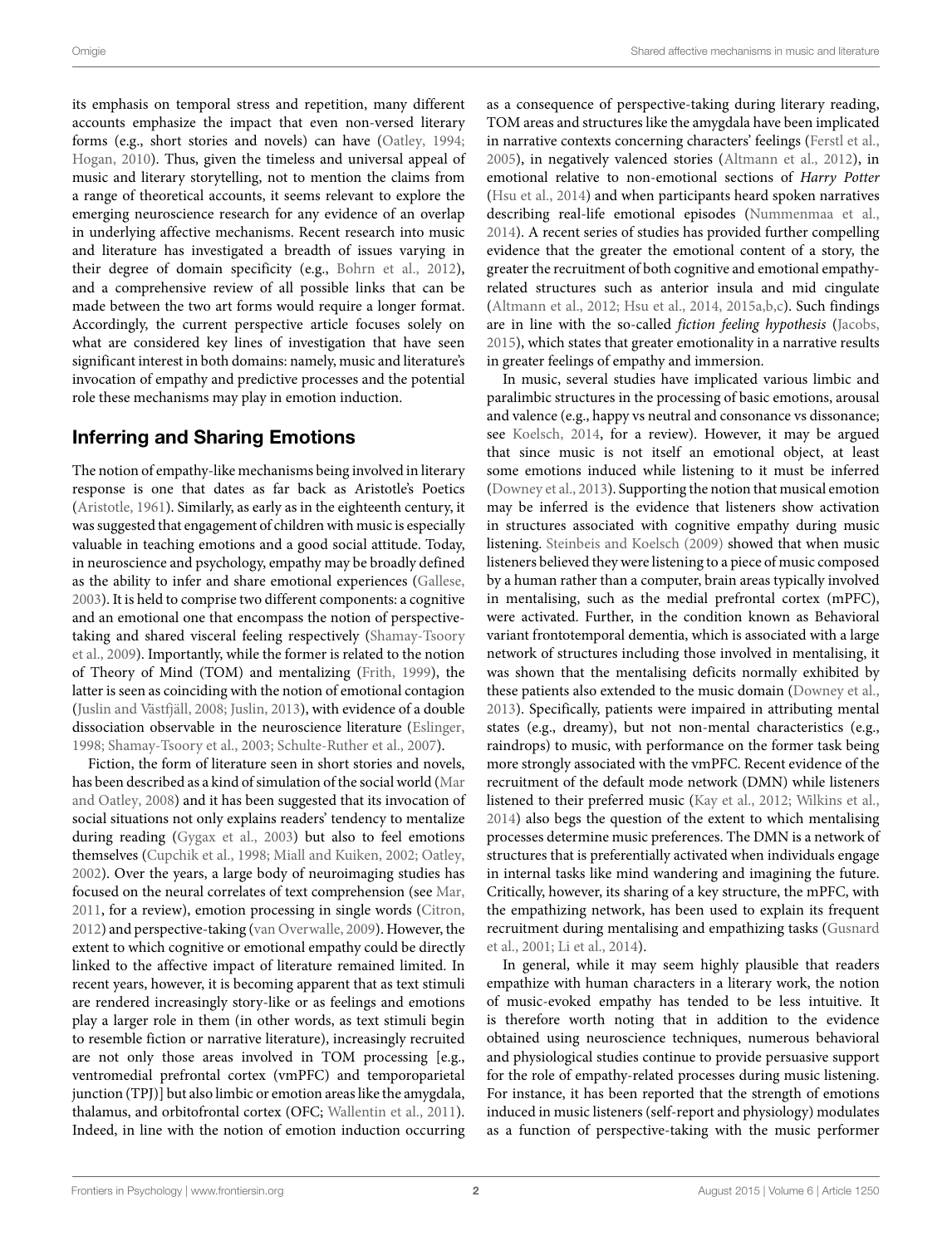its emphasis on temporal stress and repetition, many different accounts emphasize the impact that even non-versed literary forms (e.g., short stories and novels) can have (Oatley, 1994; Hogan, 2010). Thus, given the timeless and universal appeal of music and literary storytelling, not to mention the claims from a range of theoretical accounts, it seems relevant to explore the emerging neuroscience research for any evidence of an overlap in underlying affective mechanisms. Recent research into music and literature has investigated a breadth of issues varying in their degree of domain specificity (e.g., Bohrn et al., 2012), and a comprehensive review of all possible links that can be made between the two art forms would require a longer format. Accordingly, the current perspective article focuses solely on what are considered key lines of investigation that have seen significant interest in both domains: namely, music and literature's invocation of empathy and predictive processes and the potential role these mechanisms may play in emotion induction.

## Inferring and Sharing Emotions

The notion of empathy-like mechanisms being involved in literary response is one that dates as far back as Aristotle's Poetics (Aristotle, 1961). Similarly, as early as in the eighteenth century, it was suggested that engagement of children with music is especially valuable in teaching emotions and a good social attitude. Today, in neuroscience and psychology, empathy may be broadly defined as the ability to infer and share emotional experiences (Gallese, 2003). It is held to comprise two different components: a cognitive and an emotional one that encompass the notion of perspective-taking and shared visceral feeling respectively (Shamay-Tsoory et al., 2009). Importantly, while the former is related to the notion of Theory of Mind (TOM) and mentalizing (Frith, 1999), the latter is seen as coinciding with the notion of emotional contagion (Juslin and Västfjäll, 2008; Juslin, 2013), with evidence of a double dissociation observable in the neuroscience literature (Eslinger, 1998; Shamay-Tsoory et al., 2003; Schulte-Ruther et al., 2007).

Fiction, the form of literature seen in short stories and novels, has been described as a kind of simulation of the social world (Mar and Oatley, 2008) and it has been suggested that its invocation of social situations not only explains readers' tendency to mentalize during reading (Gygax et al., 2003) but also to feel emotions themselves (Cupchik et al., 1998; Miall and Kuiken, 2002; Oatley, 2002). Over the years, a large body of neuroimaging studies has focused on the neural correlates of text comprehension (see Mar, 2011, for a review), emotion processing in single words (Citron, 2012) and perspective-taking (van Overwalle, 2009). However, the extent to which cognitive or emotional empathy could be directly linked to the affective impact of literature remained limited. In recent years, however, it is becoming apparent that as text stimuli are rendered increasingly story-like or as feelings and emotions play a larger role in them (in other words, as text stimuli begin to resemble fiction or narrative literature), increasingly recruited are not only those areas involved in TOM processing [e.g., ventromedial prefrontal cortex (vmPFC) and temporoparietal junction (TPJ)] but also limbic or emotion areas like the amygdala, thalamus, and orbitofrontal cortex (OFC; Wallentin et al., 2011). Indeed, in line with the notion of emotion induction occurring as a consequence of perspective-taking during literary reading, TOM areas and structures like the amygdala have been implicated in narrative contexts concerning characters' feelings (Ferstl et al., 2005), in negatively valenced stories (Altmann et al., 2012), in emotional relative to non-emotional sections of *Harry Potter* (Hsu et al., 2014) and when participants heard spoken narratives describing real-life emotional episodes (Nummenmaa et al., 2014). A recent series of studies has provided further compelling evidence that the greater the emotional content of a story, the greater the recruitment of both cognitive and emotional empathy-related structures such as anterior insula and mid cingulate (Altmann et al., 2012; Hsu et al., 2014, 2015a,b,c). Such findings are in line with the so-called *fiction feeling hypothesis* (Jacobs, 2015), which states that greater emotionality in a narrative results in greater feelings of empathy and immersion.

In music, several studies have implicated various limbic and paralimbic structures in the processing of basic emotions, arousal and valence (e.g., happy vs neutral and consonance vs dissonance; see Koelsch, 2014, for a review). However, it may be argued that since music is not itself an emotional object, at least some emotions induced while listening to it must be inferred (Downey et al., 2013). Supporting the notion that musical emotion may be inferred is the evidence that listeners show activation in structures associated with cognitive empathy during music listening. Steinbeis and Koelsch (2009) showed that when music listeners believed they were listening to a piece of music composed by a human rather than a computer, brain areas typically involved in mentalising, such as the medial prefrontal cortex (mPFC), were activated. Further, in the condition known as Behavioral variant frontotemporal dementia, which is associated with a large network of structures including those involved in mentalising, it was shown that the mentalising deficits normally exhibited by these patients also extended to the music domain (Downey et al., 2013). Specifically, patients were impaired in attributing mental states (e.g., dreamy), but not non-mental characteristics (e.g., raindrops) to music, with performance on the former task being more strongly associated with the vmPFC. Recent evidence of the recruitment of the default mode network (DMN) while listeners listened to their preferred music (Kay et al., 2012; Wilkins et al., 2014) also begs the question of the extent to which mentalising processes determine music preferences. The DMN is a network of structures that is preferentially activated when individuals engage in internal tasks like mind wandering and imagining the future. Critically, however, its sharing of a key structure, the mPFC, with the empathizing network, has been used to explain its frequent recruitment during mentalising and empathizing tasks (Gusnard et al., 2001; Li et al., 2014).

In general, while it may seem highly plausible that readers empathize with human characters in a literary work, the notion of music-evoked empathy has tended to be less intuitive. It is therefore worth noting that in addition to the evidence obtained using neuroscience techniques, numerous behavioral and physiological studies continue to provide persuasive support for the role of empathy-related processes during music listening. For instance, it has been reported that the strength of emotions induced in music listeners (self-report and physiology) modulates as a function of perspective-taking with the music performer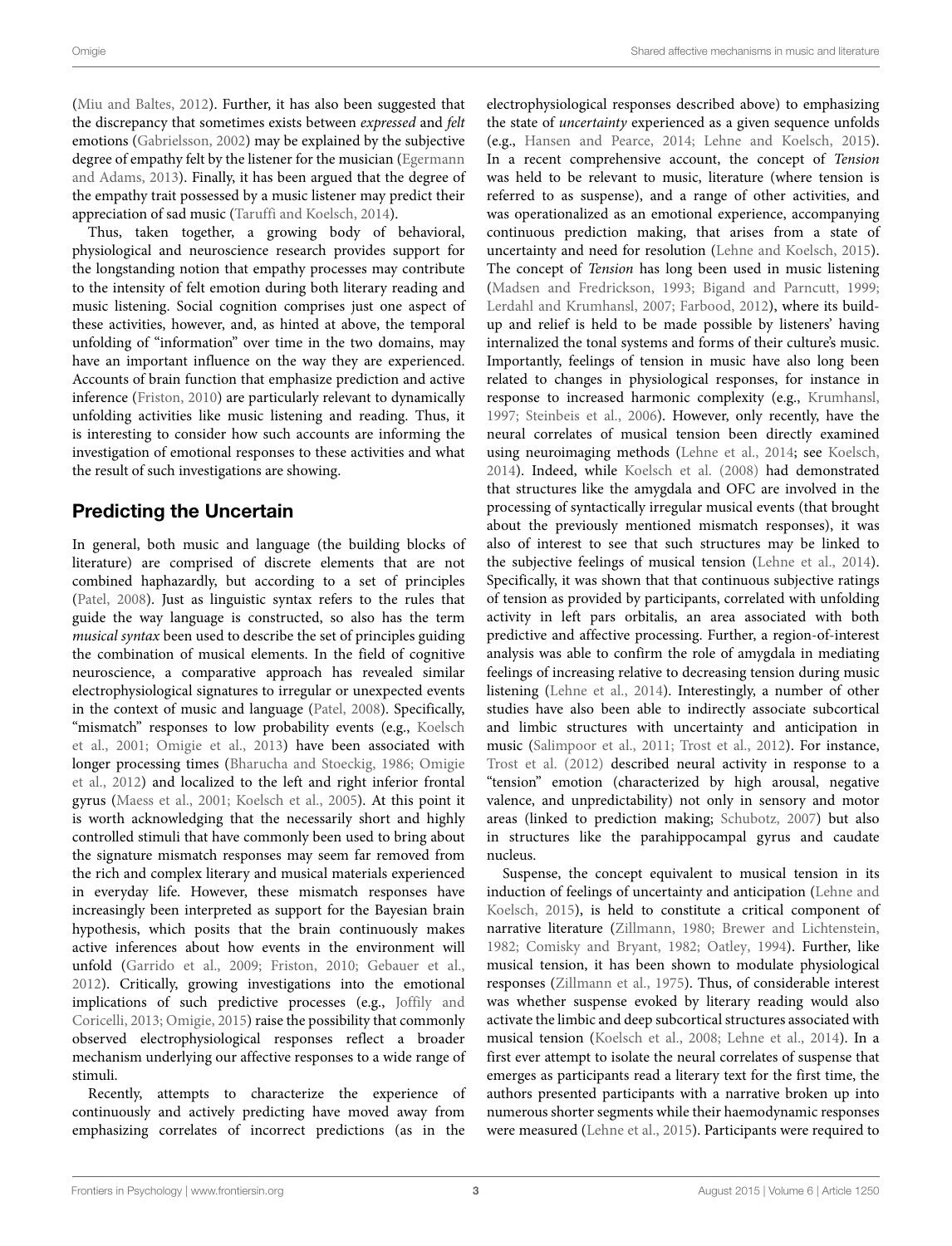(Miu and Baltes, 2012). Further, it has also been suggested that the discrepancy that sometimes exists between *expressed* and *felt* emotions (Gabrielsson, 2002) may be explained by the subjective degree of empathy felt by the listener for the musician (Egermann and Adams, 2013). Finally, it has been argued that the degree of the empathy trait possessed by a music listener may predict their appreciation of sad music (Taruffi and Koelsch, 2014).

Thus, taken together, a growing body of behavioral, physiological and neuroscience research provides support for the longstanding notion that empathy processes may contribute to the intensity of felt emotion during both literary reading and music listening. Social cognition comprises just one aspect of these activities, however, and, as hinted at above, the temporal unfolding of "information" over time in the two domains, may have an important influence on the way they are experienced. Accounts of brain function that emphasize prediction and active inference (Friston, 2010) are particularly relevant to dynamically unfolding activities like music listening and reading. Thus, it is interesting to consider how such accounts are informing the investigation of emotional responses to these activities and what the result of such investigations are showing.

## Predicting the Uncertain

In general, both music and language (the building blocks of literature) are comprised of discrete elements that are not combined haphazardly, but according to a set of principles (Patel, 2008). Just as linguistic syntax refers to the rules that guide the way language is constructed, so also has the term *musical syntax* been used to describe the set of principles guiding the combination of musical elements. In the field of cognitive neuroscience, a comparative approach has revealed similar electrophysiological signatures to irregular or unexpected events in the context of music and language (Patel, 2008). Specifically, "mismatch" responses to low probability events (e.g., Koelsch et al., 2001; Omigie et al., 2013) have been associated with longer processing times (Bharucha and Stoeckig, 1986; Omigie et al., 2012) and localized to the left and right inferior frontal gyrus (Maess et al., 2001; Koelsch et al., 2005). At this point it is worth acknowledging that the necessarily short and highly controlled stimuli that have commonly been used to bring about the signature mismatch responses may seem far removed from the rich and complex literary and musical materials experienced in everyday life. However, these mismatch responses have increasingly been interpreted as support for the Bayesian brain hypothesis, which posits that the brain continuously makes active inferences about how events in the environment will unfold (Garrido et al., 2009; Friston, 2010; Gebauer et al., 2012). Critically, growing investigations into the emotional implications of such predictive processes (e.g., Joffily and Coricelli, 2013; Omigie, 2015) raise the possibility that commonly observed electrophysiological responses reflect a broader mechanism underlying our affective responses to a wide range of stimuli.

Recently, attempts to characterize the experience of continuously and actively predicting have moved away from emphasizing correlates of incorrect predictions (as in the electrophysiological responses described above) to emphasizing the state of *uncertainty* experienced as a given sequence unfolds (e.g., Hansen and Pearce, 2014; Lehne and Koelsch, 2015). In a recent comprehensive account, the concept of *Tension* was held to be relevant to music, literature (where tension is referred to as suspense), and a range of other activities, and was operationalized as an emotional experience, accompanying continuous prediction making, that arises from a state of uncertainty and need for resolution (Lehne and Koelsch, 2015). The concept of *Tension* has long been used in music listening (Madsen and Fredrickson, 1993; Bigand and Parncutt, 1999; Lerdahl and Krumhansl, 2007; Farbood, 2012), where its build-up and relief is held to be made possible by listeners' having internalized the tonal systems and forms of their culture's music. Importantly, feelings of tension in music have also long been related to changes in physiological responses, for instance in response to increased harmonic complexity (e.g., Krumhansl, 1997; Steinbeis et al., 2006). However, only recently, have the neural correlates of musical tension been directly examined using neuroimaging methods (Lehne et al., 2014; see Koelsch, 2014). Indeed, while Koelsch et al. (2008) had demonstrated that structures like the amygdala and OFC are involved in the processing of syntactically irregular musical events (that brought about the previously mentioned mismatch responses), it was also of interest to see that such structures may be linked to the subjective feelings of musical tension (Lehne et al., 2014). Specifically, it was shown that that continuous subjective ratings of tension as provided by participants, correlated with unfolding activity in left pars orbitalis, an area associated with both predictive and affective processing. Further, a region-of-interest analysis was able to confirm the role of amygdala in mediating feelings of increasing relative to decreasing tension during music listening (Lehne et al., 2014). Interestingly, a number of other studies have also been able to indirectly associate subcortical and limbic structures with uncertainty and anticipation in music (Salimpoor et al., 2011; Trost et al., 2012). For instance, Trost et al. (2012) described neural activity in response to a "tension" emotion (characterized by high arousal, negative valence, and unpredictability) not only in sensory and motor areas (linked to prediction making; Schubotz, 2007) but also in structures like the parahippocampal gyrus and caudate nucleus.

Suspense, the concept equivalent to musical tension in its induction of feelings of uncertainty and anticipation (Lehne and Koelsch, 2015), is held to constitute a critical component of narrative literature (Zillmann, 1980; Brewer and Lichtenstein, 1982; Comisky and Bryant, 1982; Oatley, 1994). Further, like musical tension, it has been shown to modulate physiological responses (Zillmann et al., 1975). Thus, of considerable interest was whether suspense evoked by literary reading would also activate the limbic and deep subcortical structures associated with musical tension (Koelsch et al., 2008; Lehne et al., 2014). In a first ever attempt to isolate the neural correlates of suspense that emerges as participants read a literary text for the first time, the authors presented participants with a narrative broken up into numerous shorter segments while their haemodynamic responses were measured (Lehne et al., 2015). Participants were required to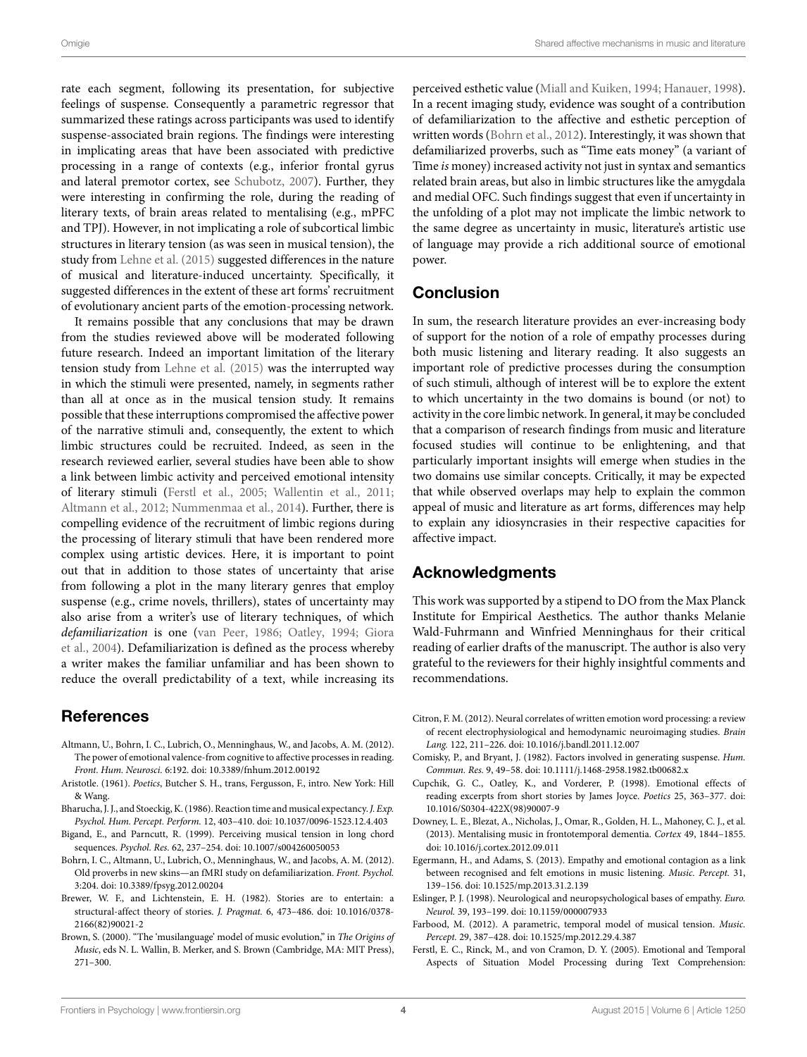rate each segment, following its presentation, for subjective feelings of suspense. Consequently a parametric regressor that summarized these ratings across participants was used to identify suspense-associated brain regions. The findings were interesting in implicating areas that have been associated with predictive processing in a range of contexts (e.g., inferior frontal gyrus and lateral premotor cortex, see Schubotz, 2007). Further, they were interesting in confirming the role, during the reading of literary texts, of brain areas related to mentalising (e.g., mPFC and TPJ). However, in not implicating a role of subcortical limbic structures in literary tension (as was seen in musical tension), the study from Lehne et al. (2015) suggested differences in the nature of musical and literature-induced uncertainty. Specifically, it suggested differences in the extent of these art forms' recruitment of evolutionary ancient parts of the emotion-processing network.

It remains possible that any conclusions that may be drawn from the studies reviewed above will be moderated following future research. Indeed an important limitation of the literary tension study from Lehne et al. (2015) was the interrupted way in which the stimuli were presented, namely, in segments rather than all at once as in the musical tension study. It remains possible that these interruptions compromised the affective power of the narrative stimuli and, consequently, the extent to which limbic structures could be recruited. Indeed, as seen in the research reviewed earlier, several studies have been able to show a link between limbic activity and perceived emotional intensity of literary stimuli (Ferstl et al., 2005; Wallentin et al., 2011; Altmann et al., 2012; Nummenmaa et al., 2014). Further, there is compelling evidence of the recruitment of limbic regions during the processing of literary stimuli that have been rendered more complex using artistic devices. Here, it is important to point out that in addition to those states of uncertainty that arise from following a plot in the many literary genres that employ suspense (e.g., crime novels, thrillers), states of uncertainty may also arise from a writer's use of literary techniques, of which *defamiliarization* is one (van Peer, 1986; Oatley, 1994; Giora et al., 2004). Defamiliarization is defined as the process whereby a writer makes the familiar unfamiliar and has been shown to reduce the overall predictability of a text, while increasing its perceived esthetic value (Miall and Kuiken, 1994; Hanauer, 1998). In a recent imaging study, evidence was sought of a contribution of defamiliarization to the affective and esthetic perception of written words (Bohrn et al., 2012). Interestingly, it was shown that defamiliarized proverbs, such as "Time eats money" (a variant of Time *is* money) increased activity not just in syntax and semantics related brain areas, but also in limbic structures like the amygdala and medial OFC. Such findings suggest that even if uncertainty in the unfolding of a plot may not implicate the limbic network to the same degree as uncertainty in music, literature's artistic use of language may provide a rich additional source of emotional power.

## Conclusion

In sum, the research literature provides an ever-increasing body of support for the notion of a role of empathy processes during both music listening and literary reading. It also suggests an important role of predictive processes during the consumption of such stimuli, although of interest will be to explore the extent to which uncertainty in the two domains is bound (or not) to activity in the core limbic network. In general, it may be concluded that a comparison of research findings from music and literature focused studies will continue to be enlightening, and that particularly important insights will emerge when studies in the two domains use similar concepts. Critically, it may be expected that while observed overlaps may help to explain the common appeal of music and literature as art forms, differences may help to explain any idiosyncrasies in their respective capacities for affective impact.

## Acknowledgments

This work was supported by a stipend to DO from the Max Planck Institute for Empirical Aesthetics. The author thanks Melanie Wald-Fuhrmann and Winfried Menninghaus for their critical reading of earlier drafts of the manuscript. The author is also very grateful to the reviewers for their highly insightful comments and recommendations.

## References

Altmann, U., Bohrn, I. C., Lubrich, O., Menninghaus, W., and Jacobs, A. M. (2012). The power of emotional valence-from cognitive to affective processes in reading. *Front. Hum. Neurosci.* 6:192. doi: 10.3389/fnhum.2012.00192

Aristotle. (1961). *Poetics*, Butcher S. H., trans, Fergusson, F., intro. New York: Hill & Wang.

Bharucha, J. J., and Stoeckig, K. (1986). Reaction time and musical expectancy. *J. Exp. Psychol. Hum. Percept. Perform.* 12, 403–410. doi: 10.1037/0096-1523.12.4.403

Bigand, E., and Parncutt, R. (1999). Perceiving musical tension in long chord sequences. *Psychol. Res.* 62, 237–254. doi: 10.1007/s004260050053

Bohrn, I. C., Altmann, U., Lubrich, O., Menninghaus, W., and Jacobs, A. M. (2012). Old proverbs in new skins—an fMRI study on defamiliarization. *Front. Psychol.* 3:204. doi: 10.3389/fpsyg.2012.00204

Brewer, W. F., and Lichtenstein, E. H. (1982). Stories are to entertain: a structural-affect theory of stories. *J. Pragmat.* 6, 473–486. doi: 10.1016/0378-2166(82)90021-2

Brown, S. (2000). "The 'musilanguage' model of music evolution," in *The Origins of Music*, eds N. L. Wallin, B. Merker, and S. Brown (Cambridge, MA: MIT Press), 271–300.

Citron, F. M. (2012). Neural correlates of written emotion word processing: a review of recent electrophysiological and hemodynamic neuroimaging studies. *Brain Lang.* 122, 211–226. doi: 10.1016/j.bandl.2011.12.007

Comisky, P., and Bryant, J. (1982). Factors involved in generating suspense. *Hum. Commun. Res.* 9, 49–58. doi: 10.1111/j.1468-2958.1982.tb00682.x

Cupchik, G. C., Oatley, K., and Vorderer, P. (1998). Emotional effects of reading excerpts from short stories by James Joyce. *Poetics* 25, 363–377. doi: 10.1016/S0304-422X(98)90007-9

Downey, L. E., Blezat, A., Nicholas, J., Omar, R., Golden, H. L., Mahoney, C. J., et al. (2013). Mentalising music in frontotemporal dementia. *Cortex* 49, 1844–1855. doi: 10.1016/j.cortex.2012.09.011

Egermann, H., and Adams, S. (2013). Empathy and emotional contagion as a link between recognised and felt emotions in music listening. *Music. Percept.* 31, 139–156. doi: 10.1525/mp.2013.31.2.139

Eslinger, P. J. (1998). Neurological and neuropsychological bases of empathy. *Euro. Neurol.* 39, 193–199. doi: 10.1159/000007933

Farbood, M. (2012). A parametric, temporal model of musical tension. *Music. Percept.* 29, 387–428. doi: 10.1525/mp.2012.29.4.387

Ferstl, E. C., Rinck, M., and von Cramon, D. Y. (2005). Emotional and Temporal Aspects of Situation Model Processing during Text Comprehension: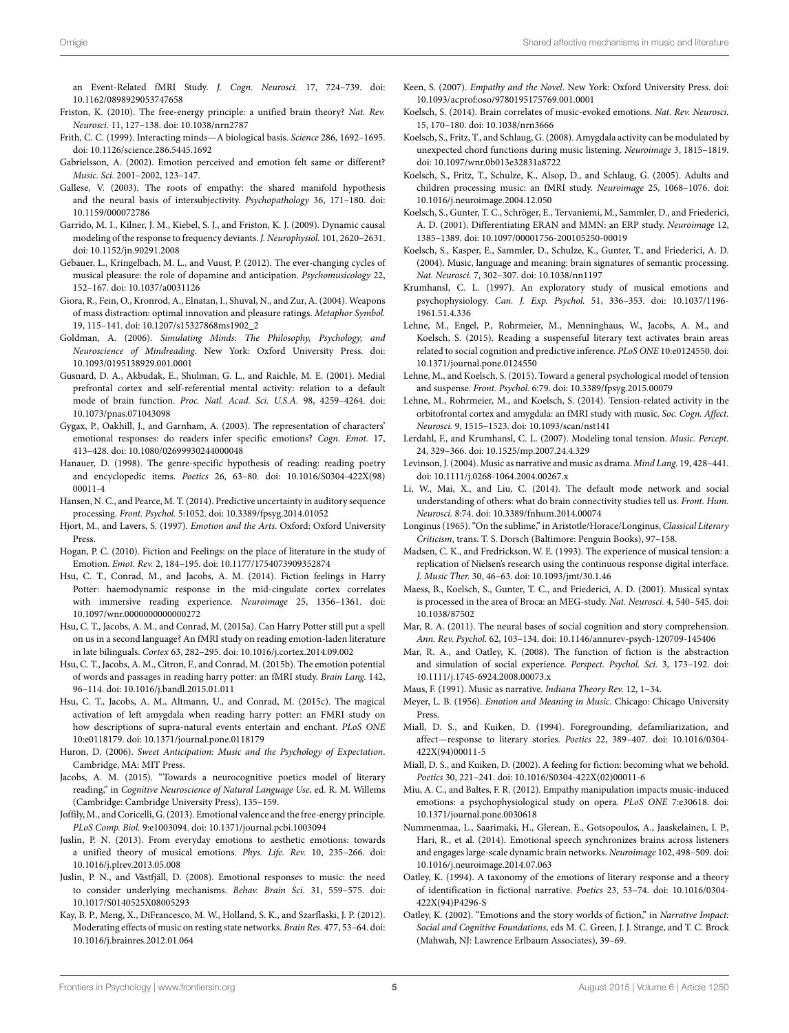an Event-Related fMRI Study. *J. Cogn. Neurosci.* 17, 724–739. doi: 10.1162/0898929053747658

Friston, K. (2010). The free-energy principle: a unified brain theory? *Nat. Rev. Neurosci.* 11, 127–138. doi: 10.1038/nrn2787

Frith, C. C. (1999). Interacting minds—A biological basis. *Science* 286, 1692–1695. doi: 10.1126/science.286.5445.1692

Gabrielsson, A. (2002). Emotion perceived and emotion felt same or different? *Music. Sci.* 2001–2002, 123–147.

Gallese, V. (2003). The roots of empathy: the shared manifold hypothesis and the neural basis of intersubjectivity. *Psychopathology* 36, 171–180. doi: 10.1159/000072786

Garrido, M. I., Kilner, J. M., Kiebel, S. J., and Friston, K. J. (2009). Dynamic causal modeling of the response to frequency deviants. *J. Neurophysiol.* 101, 2620–2631. doi: 10.1152/jn.90291.2008

Gebauer, L., Kringelbach, M. L., and Vuust, P. (2012). The ever-changing cycles of musical pleasure: the role of dopamine and anticipation. *Psychomusicology* 22, 152–167. doi: 10.1037/a0031126

Giora, R., Fein, O., Kronrod, A., Elnatan, I., Shuval, N., and Zur, A. (2004). Weapons of mass distraction: optimal innovation and pleasure ratings. *Metaphor Symbol.* 19, 115–141. doi: 10.1207/s15327868ms1902_2

Goldman, A. (2006). *Simulating Minds: The Philosophy, Psychology, and Neuroscience of Mindreading*. New York: Oxford University Press. doi: 10.1093/0195138929.001.0001

Gusnard, D. A., Akbudak, E., Shulman, G. L., and Raichle, M. E. (2001). Medial prefrontal cortex and self-referential mental activity: relation to a default mode of brain function. *Proc. Natl. Acad. Sci. U.S.A.* 98, 4259–4264. doi: 10.1073/pnas.071043098

Gygax, P., Oakhill, J., and Garnham, A. (2003). The representation of characters' emotional responses: do readers infer specific emotions? *Cogn. Emot.* 17, 413–428. doi: 10.1080/02699930244000048

Hanauer, D. (1998). The genre-specific hypothesis of reading: reading poetry and encyclopedic items. *Poetics* 26, 63–80. doi: 10.1016/S0304-422X(98)00011-4

Hansen, N. C., and Pearce, M. T. (2014). Predictive uncertainty in auditory sequence processing. *Front. Psychol.* 5:1052. doi: 10.3389/fpsyg.2014.01052

Hjort, M., and Lavers, S. (1997). *Emotion and the Arts*. Oxford: Oxford University Press.

Hogan, P. C. (2010). Fiction and Feelings: on the place of literature in the study of Emotion. *Emot. Rev.* 2, 184–195. doi: 10.1177/1754073909352874

Hsu, C. T., Conrad, M., and Jacobs, A. M. (2014). Fiction feelings in Harry Potter: haemodynamic response in the mid-cingulate cortex correlates with immersive reading experience. *Neuroimage* 25, 1356–1361. doi: 10.1097/wnr.0000000000000272

Hsu, C. T., Jacobs, A. M., and Conrad, M. (2015a). Can Harry Potter still put a spell on us in a second language? An fMRI study on reading emotion-laden literature in late bilinguals. *Cortex* 63, 282–295. doi: 10.1016/j.cortex.2014.09.002

Hsu, C. T., Jacobs, A. M., Citron, F., and Conrad, M. (2015b). The emotion potential of words and passages in reading harry potter: an fMRI study. *Brain Lang.* 142, 96–114. doi: 10.1016/j.bandl.2015.01.011

Hsu, C. T., Jacobs, A. M., Altmann, U., and Conrad, M. (2015c). The magical activation of left amygdala when reading harry potter: an FMRI study on how descriptions of supra-natural events entertain and enchant. *PLoS ONE* 10:e0118179. doi: 10.1371/journal.pone.0118179

Huron, D. (2006). *Sweet Anticipation: Music and the Psychology of Expectation*. Cambridge, MA: MIT Press.

Jacobs, A. M. (2015). "Towards a neurocognitive poetics model of literary reading," in *Cognitive Neuroscience of Natural Language Use*, ed. R. M. Willems (Cambridge: Cambridge University Press), 135–159.

Joffily, M., and Coricelli, G. (2013). Emotional valence and the free-energy principle. *PLoS Comp. Biol.* 9:e1003094. doi: 10.1371/journal.pcbi.1003094

Juslin, P. N. (2013). From everyday emotions to aesthetic emotions: towards a unified theory of musical emotions. *Phys. Life. Rev.* 10, 235–266. doi: 10.1016/j.plrev.2013.05.008

Juslin, P. N., and Västfjäll, D. (2008). Emotional responses to music: the need to consider underlying mechanisms. *Behav. Brain Sci.* 31, 559–575. doi: 10.1017/S0140525X08005293

Kay, B. P., Meng, X., DiFrancesco, M. W., Holland, S. K., and Szarflaski, J. P. (2012). Moderating effects of music on resting state networks. *Brain Res.* 477, 53–64. doi: 10.1016/j.brainres.2012.01.064

Keen, S. (2007). *Empathy and the Novel*. New York: Oxford University Press. doi: 10.1093/acprof:oso/9780195175769.001.0001

Koelsch, S. (2014). Brain correlates of music-evoked emotions. *Nat. Rev. Neurosci.* 15, 170–180. doi: 10.1038/nrn3666

Koelsch, S., Fritz, T., and Schlaug, G. (2008). Amygdala activity can be modulated by unexpected chord functions during music listening. *Neuroimage* 3, 1815–1819. doi: 10.1097/wnr.0b013e32831a8722

Koelsch, S., Fritz, T., Schulze, K., Alsop, D., and Schlaug, G. (2005). Adults and children processing music: an fMRI study. *Neuroimage* 25, 1068–1076. doi: 10.1016/j.neuroimage.2004.12.050

Koelsch, S., Gunter, T. C., Schröger, E., Tervaniemi, M., Sammler, D., and Friederici, A. D. (2001). Differentiating ERAN and MMN: an ERP study. *Neuroimage* 12, 1385–1389. doi: 10.1097/00001756-200105250-00019

Koelsch, S., Kasper, E., Sammler, D., Schulze, K., Gunter, T., and Friederici, A. D. (2004). Music, language and meaning: brain signatures of semantic processing. *Nat. Neurosci.* 7, 302–307. doi: 10.1038/nn1197

Krumhansl, C. L. (1997). An exploratory study of musical emotions and psychophysiology. *Can. J. Exp. Psychol.* 51, 336–353. doi: 10.1037/1196-1961.51.4.336

Lehne, M., Engel, P., Rohrmeier, M., Menninghaus, W., Jacobs, A. M., and Koelsch, S. (2015). Reading a suspenseful literary text activates brain areas related to social cognition and predictive inference. *PLoS ONE* 10:e0124550. doi: 10.1371/journal.pone.0124550

Lehne, M., and Koelsch, S. (2015). Toward a general psychological model of tension and suspense. *Front. Psychol.* 6:79. doi: 10.3389/fpsyg.2015.00079

Lehne, M., Rohrmeier, M., and Koelsch, S. (2014). Tension-related activity in the orbitofrontal cortex and amygdala: an fMRI study with music. *Soc. Cogn. Affect. Neurosci.* 9, 1515–1523. doi: 10.1093/scan/nst141

Lerdahl, F., and Krumhansl, C. L. (2007). Modeling tonal tension. *Music. Percept.* 24, 329–366. doi: 10.1525/mp.2007.24.4.329

Levinson, J. (2004). Music as narrative and music as drama. *Mind Lang.* 19, 428–441. doi: 10.1111/j.0268-1064.2004.00267.x

Li, W., Mai, X., and Liu, C. (2014). The default mode network and social understanding of others: what do brain connectivity studies tell us. *Front. Hum. Neurosci.* 8:74. doi: 10.3389/fnhum.2014.00074

Longinus (1965). "On the sublime," in Aristotle/Horace/Longinus, *Classical Literary Criticism*, trans. T. S. Dorsch (Baltimore: Penguin Books), 97–158.

Madsen, C. K., and Fredrickson, W. E. (1993). The experience of musical tension: a replication of Nielsen's research using the continuous response digital interface. *J. Music Ther.* 30, 46–63. doi: 10.1093/jmt/30.1.46

Maess, B., Koelsch, S., Gunter, T. C., and Friederici, A. D. (2001). Musical syntax is processed in the area of Broca: an MEG-study. *Nat. Neurosci.* 4, 540–545. doi: 10.1038/87502

Mar, R. A. (2011). The neural bases of social cognition and story comprehension. *Ann. Rev. Psychol.* 62, 103–134. doi: 10.1146/annurev-psych-120709-145406

Mar, R. A., and Oatley, K. (2008). The function of fiction is the abstraction and simulation of social experience. *Perspect. Psychol. Sci.* 3, 173–192. doi: 10.1111/j.1745-6924.2008.00073.x

Maus, F. (1991). Music as narrative. *Indiana Theory Rev.* 12, 1–34.

Meyer, L. B. (1956). *Emotion and Meaning in Music*. Chicago: Chicago University Press.

Miall, D. S., and Kuiken, D. (1994). Foregrounding, defamiliarization, and affect—response to literary stories. *Poetics* 22, 389–407. doi: 10.1016/0304-422X(94)00011-5

Miall, D. S., and Kuiken, D. (2002). A feeling for fiction: becoming what we behold. *Poetics* 30, 221–241. doi: 10.1016/S0304-422X(02)00011-6

Miu, A. C., and Baltes, F. R. (2012). Empathy manipulation impacts music-induced emotions: a psychophysiological study on opera. *PLoS ONE* 7:e30618. doi: 10.1371/journal.pone.0030618

Nummenmaa, L., Saarimaki, H., Glerean, E., Gotsopoulos, A., Jaaskelainen, I. P., Hari, R., et al. (2014). Emotional speech synchronizes brains across listeners and engages large-scale dynamic brain networks. *Neuroimage* 102, 498–509. doi: 10.1016/j.neuroimage.2014.07.063

Oatley, K. (1994). A taxonomy of the emotions of literary response and a theory of identification in fictional narrative. *Poetics* 23, 53–74. doi: 10.1016/0304-422X(94)P4296-S

Oatley, K. (2002). "Emotions and the story worlds of fiction," in *Narrative Impact: Social and Cognitive Foundations*, eds M. C. Green, J. J. Strange, and T. C. Brock (Mahwah, NJ: Lawrence Erlbaum Associates), 39–69.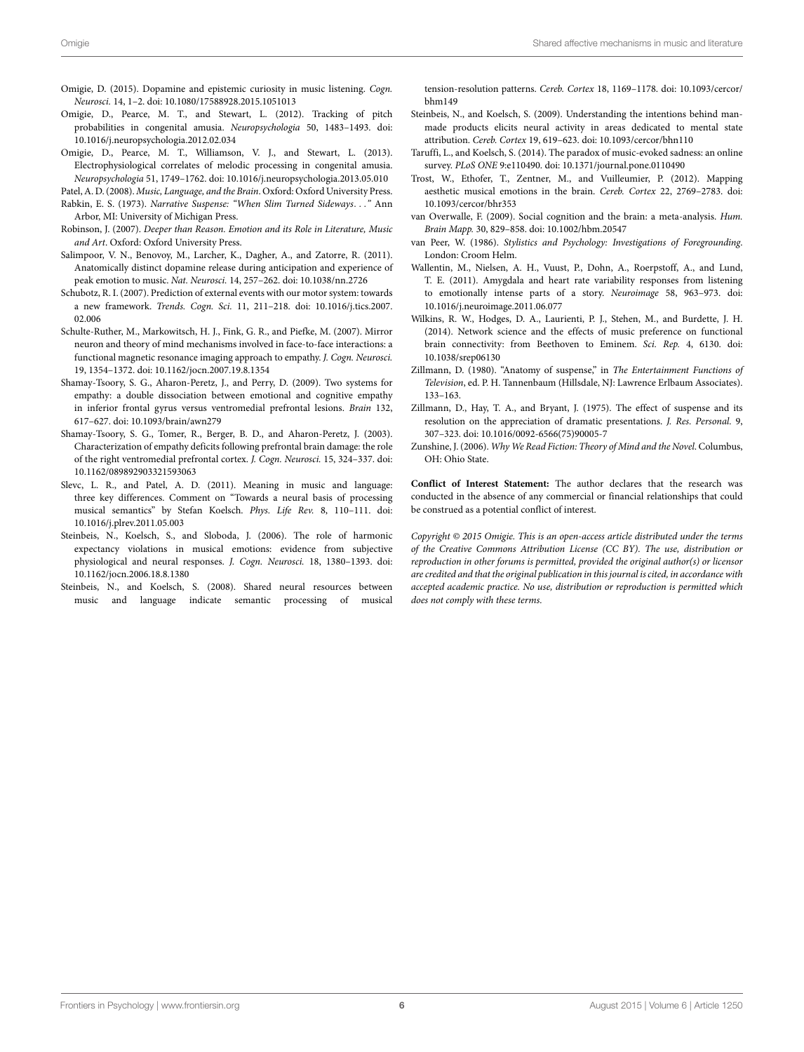Omigie, D. (2015). Dopamine and epistemic curiosity in music listening. *Cogn. Neurosci.* 14, 1–2. doi: 10.1080/17588928.2015.1051013

Omigie, D., Pearce, M. T., and Stewart, L. (2012). Tracking of pitch probabilities in congenital amusia. *Neuropsychologia* 50, 1483–1493. doi: 10.1016/j.neuropsychologia.2012.02.034

Omigie, D., Pearce, M. T., Williamson, V. J., and Stewart, L. (2013). Electrophysiological correlates of melodic processing in congenital amusia. *Neuropsychologia* 51, 1749–1762. doi: 10.1016/j.neuropsychologia.2013.05.010

Patel, A. D. (2008). *Music, Language, and the Brain*. Oxford: Oxford University Press.

Rabkin, E. S. (1973). *Narrative Suspense: "When Slim Turned Sideways. . ."* Ann Arbor, MI: University of Michigan Press.

Robinson, J. (2007). *Deeper than Reason. Emotion and its Role in Literature, Music and Art*. Oxford: Oxford University Press.

Salimpoor, V. N., Benovoy, M., Larcher, K., Dagher, A., and Zatorre, R. (2011). Anatomically distinct dopamine release during anticipation and experience of peak emotion to music. *Nat. Neurosci.* 14, 257–262. doi: 10.1038/nn.2726

Schubotz, R. I. (2007). Prediction of external events with our motor system: towards a new framework. *Trends. Cogn. Sci.* 11, 211–218. doi: 10.1016/j.tics.2007.02.006

Schulte-Ruther, M., Markowitsch, H. J., Fink, G. R., and Piefke, M. (2007). Mirror neuron and theory of mind mechanisms involved in face-to-face interactions: a functional magnetic resonance imaging approach to empathy. *J. Cogn. Neurosci.* 19, 1354–1372. doi: 10.1162/jocn.2007.19.8.1354

Shamay-Tsoory, S. G., Aharon-Peretz, J., and Perry, D. (2009). Two systems for empathy: a double dissociation between emotional and cognitive empathy in inferior frontal gyrus versus ventromedial prefrontal lesions. *Brain* 132, 617–627. doi: 10.1093/brain/awn279

Shamay-Tsoory, S. G., Tomer, R., Berger, B. D., and Aharon-Peretz, J. (2003). Characterization of empathy deficits following prefrontal brain damage: the role of the right ventromedial prefrontal cortex. *J. Cogn. Neurosci.* 15, 324–337. doi: 10.1162/089892903321593063

Slevc, L. R., and Patel, A. D. (2011). Meaning in music and language: three key differences. Comment on "Towards a neural basis of processing musical semantics" by Stefan Koelsch. *Phys. Life Rev.* 8, 110–111. doi: 10.1016/j.plrev.2011.05.003

Steinbeis, N., Koelsch, S., and Sloboda, J. (2006). The role of harmonic expectancy violations in musical emotions: evidence from subjective physiological and neural responses. *J. Cogn. Neurosci.* 18, 1380–1393. doi: 10.1162/jocn.2006.18.8.1380

Steinbeis, N., and Koelsch, S. (2008). Shared neural resources between music and language indicate semantic processing of musical tension-resolution patterns. *Cereb. Cortex* 18, 1169–1178. doi: 10.1093/cercor/bhm149

Steinbeis, N., and Koelsch, S. (2009). Understanding the intentions behind man-made products elicits neural activity in areas dedicated to mental state attribution. *Cereb. Cortex* 19, 619–623. doi: 10.1093/cercor/bhn110

Taruffi, L., and Koelsch, S. (2014). The paradox of music-evoked sadness: an online survey. *PLoS ONE* 9:e110490. doi: 10.1371/journal.pone.0110490

Trost, W., Ethofer, T., Zentner, M., and Vuilleumier, P. (2012). Mapping aesthetic musical emotions in the brain. *Cereb. Cortex* 22, 2769–2783. doi: 10.1093/cercor/bhr353

van Overwalle, F. (2009). Social cognition and the brain: a meta-analysis. *Hum. Brain Mapp.* 30, 829–858. doi: 10.1002/hbm.20547

van Peer, W. (1986). *Stylistics and Psychology: Investigations of Foregrounding*. London: Croom Helm.

Wallentin, M., Nielsen, A. H., Vuust, P., Dohn, A., Roerpstoff, A., and Lund, T. E. (2011). Amygdala and heart rate variability responses from listening to emotionally intense parts of a story. *Neuroimage* 58, 963–973. doi: 10.1016/j.neuroimage.2011.06.077

Wilkins, R. W., Hodges, D. A., Laurienti, P. J., Stehen, M., and Burdette, J. H. (2014). Network science and the effects of music preference on functional brain connectivity: from Beethoven to Eminem. *Sci. Rep.* 4, 6130. doi: 10.1038/srep06130

Zillmann, D. (1980). "Anatomy of suspense," in *The Entertainment Functions of Television*, ed. P. H. Tannenbaum (Hillsdale, NJ: Lawrence Erlbaum Associates). 133–163.

Zillmann, D., Hay, T. A., and Bryant, J. (1975). The effect of suspense and its resolution on the appreciation of dramatic presentations. *J. Res. Personal.* 9, 307–323. doi: 10.1016/0092-6566(75)90005-7

Zunshine, J. (2006). *Why We Read Fiction: Theory of Mind and the Novel*. Columbus, OH: Ohio State.

**Conflict of Interest Statement:** The author declares that the research was conducted in the absence of any commercial or financial relationships that could be construed as a potential conflict of interest.

*Copyright © 2015 Omigie. This is an open-access article distributed under the terms of the Creative Commons Attribution License (CC BY). The use, distribution or reproduction in other forums is permitted, provided the original author(s) or licensor are credited and that the original publication in this journal is cited, in accordance with accepted academic practice. No use, distribution or reproduction is permitted which does not comply with these terms.*